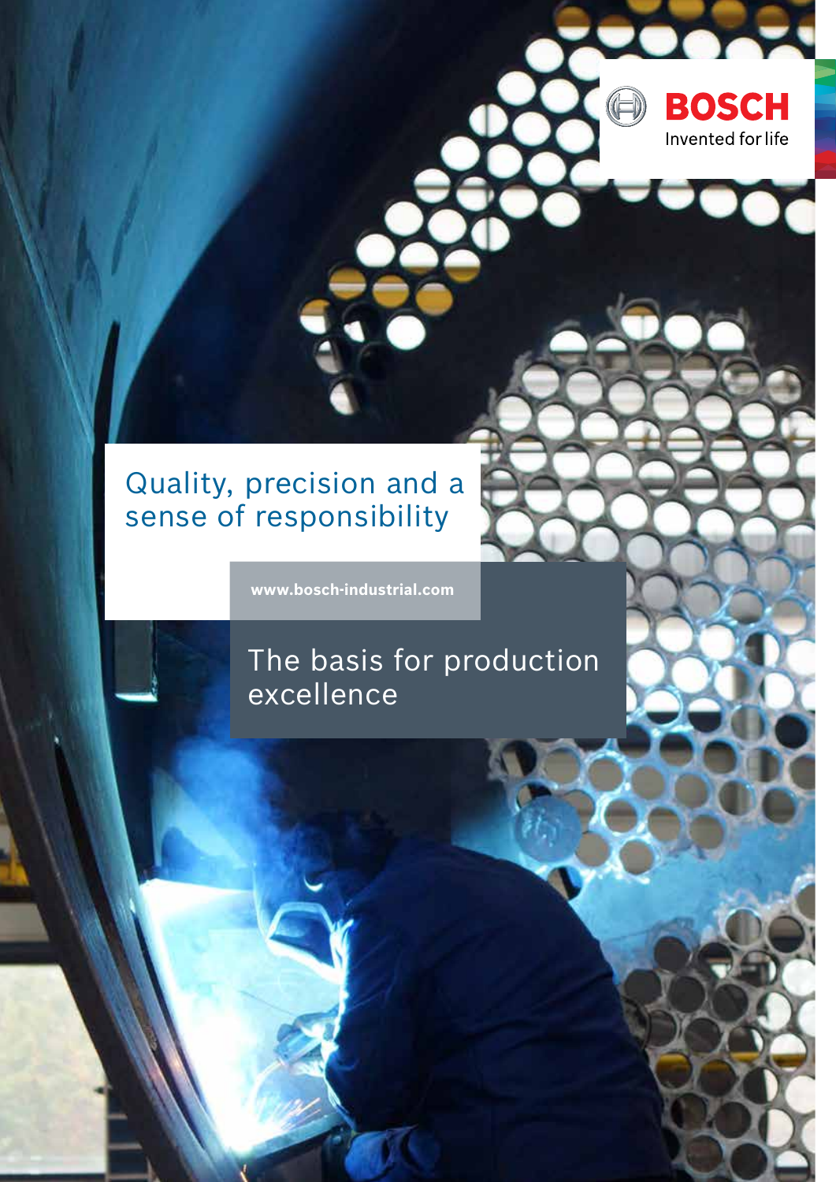BOSCH

Invented for life

# Quality, precision and a sense of responsibility

www.bosch-industrial.com

## The basis for production excellence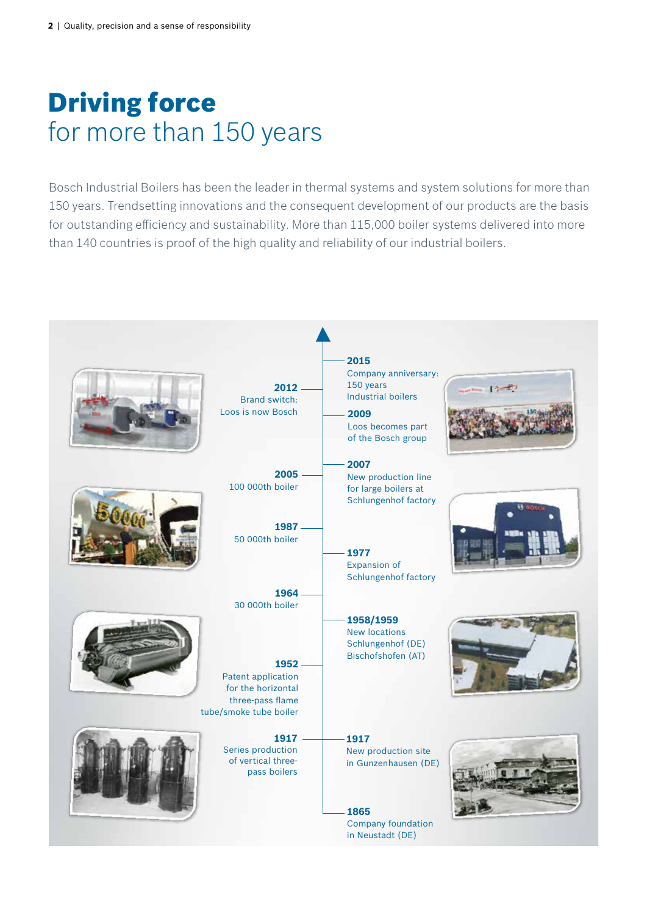# **Driving force** for more than 150 years

Bosch Industrial Boilers has been the leader in thermal systems and system solutions for more than 150 years. Trendsetting innovations and the consequent development of our products are the basis for outstanding efficiency and sustainability. More than 115,000 boiler systems delivered into more than 140 countries is proof of the high quality and reliability of our industrial boilers.

**2015**
Company anniversary: 150 years Industrial boilers

**2012**
Brand switch: Loos is now Bosch

**2009**
Loos becomes part of the Bosch group

**2007**
New production line for large boilers at Schlungenhof factory

**2005**
100 000th boiler

**1987**
50 000th boiler

**1977**
Expansion of Schlungenhof factory

**1964**
30 000th boiler

**1958/1959**
New locations Schlungenhof (DE) Bischofshofen (AT)

**1952**
Patent application for the horizontal three-pass flame tube/smoke tube boiler

**1917**
Series production of vertical three-pass boilers

**1917**
New production site in Gunzenhausen (DE)

**1865**
Company foundation in Neustadt (DE)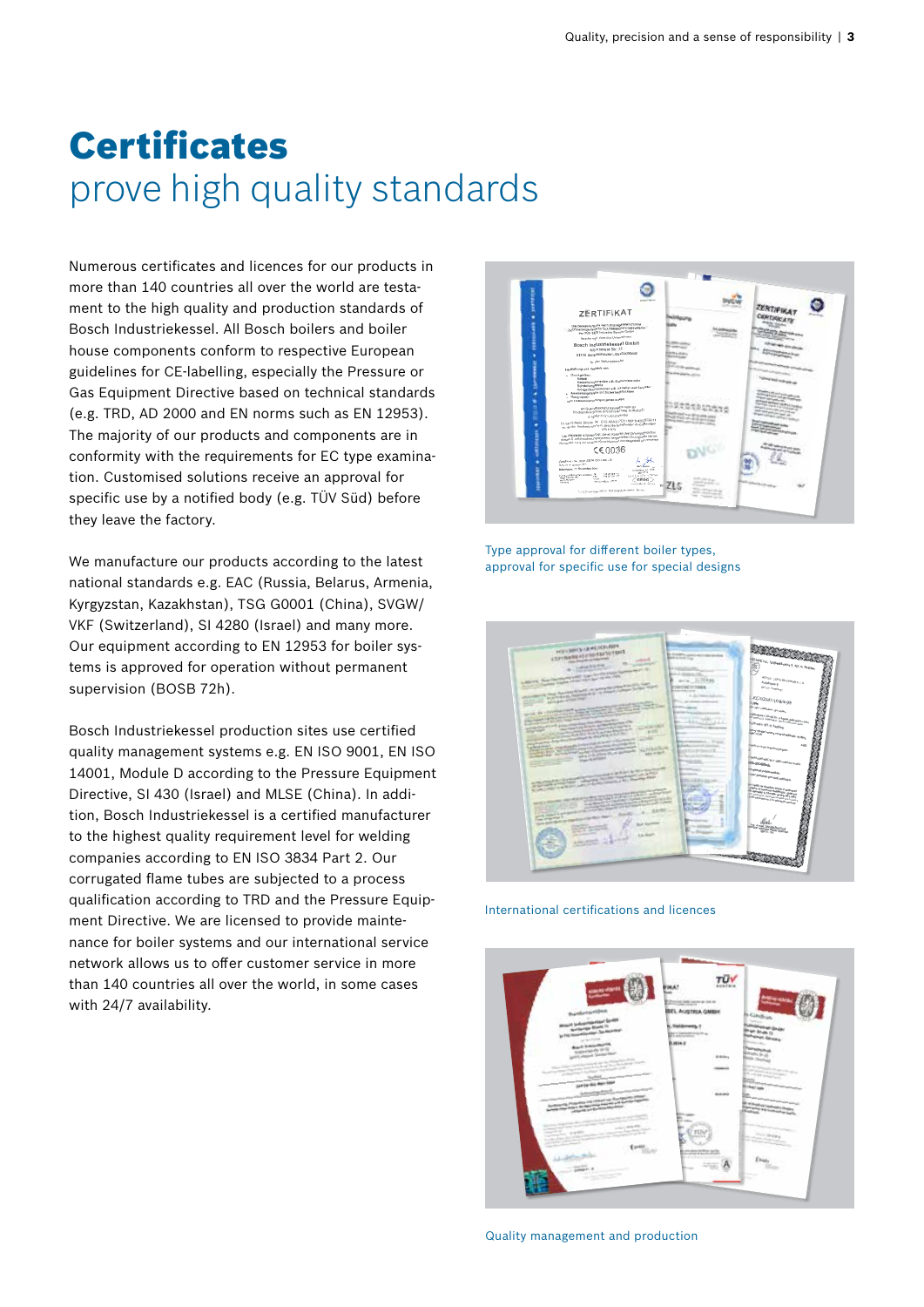# Certificates
## prove high quality standards

Numerous certificates and licences for our products in more than 140 countries all over the world are testament to the high quality and production standards of Bosch Industriekessel. All Bosch boilers and boiler house components conform to respective European guidelines for CE-labelling, especially the Pressure or Gas Equipment Directive based on technical standards (e.g. TRD, AD 2000 and EN norms such as EN 12953). The majority of our products and components are in conformity with the requirements for EC type examination. Customised solutions receive an approval for specific use by a notified body (e.g. TÜV Süd) before they leave the factory.

We manufacture our products according to the latest national standards e.g. EAC (Russia, Belarus, Armenia, Kyrgyzstan, Kazakhstan), TSG G0001 (China), SVGW/VKF (Switzerland), SI 4280 (Israel) and many more. Our equipment according to EN 12953 for boiler systems is approved for operation without permanent supervision (BOSB 72h).

Bosch Industriekessel production sites use certified quality management systems e.g. EN ISO 9001, EN ISO 14001, Module D according to the Pressure Equipment Directive, SI 430 (Israel) and MLSE (China). In addition, Bosch Industriekessel is a certified manufacturer to the highest quality requirement level for welding companies according to EN ISO 3834 Part 2. Our corrugated flame tubes are subjected to a process qualification according to TRD and the Pressure Equipment Directive. We are licensed to provide maintenance for boiler systems and our international service network allows us to offer customer service in more than 140 countries all over the world, in some cases with 24/7 availability.

Type approval for different boiler types, approval for specific use for special designs

International certifications and licences

Quality management and production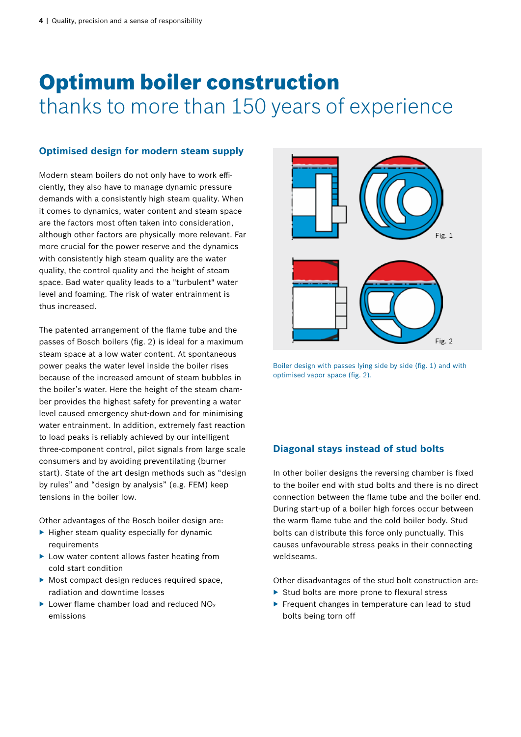# Optimum boiler construction
thanks to more than 150 years of experience

## Optimised design for modern steam supply

Modern steam boilers do not only have to work efficiently, they also have to manage dynamic pressure demands with a consistently high steam quality. When it comes to dynamics, water content and steam space are the factors most often taken into consideration, although other factors are physically more relevant. Far more crucial for the power reserve and the dynamics with consistently high steam quality are the water quality, the control quality and the height of steam space. Bad water quality leads to a "turbulent" water level and foaming. The risk of water entrainment is thus increased.

The patented arrangement of the flame tube and the passes of Bosch boilers (fig. 2) is ideal for a maximum steam space at a low water content. At spontaneous power peaks the water level inside the boiler rises because of the increased amount of steam bubbles in the boiler's water. Here the height of the steam chamber provides the highest safety for preventing a water level caused emergency shut-down and for minimising water entrainment. In addition, extremely fast reaction to load peaks is reliably achieved by our intelligent three-component control, pilot signals from large scale consumers and by avoiding preventilating (burner start). State of the art design methods such as "design by rules" and "design by analysis" (e.g. FEM) keep tensions in the boiler low.

Other advantages of the Bosch boiler design are:

- Higher steam quality especially for dynamic requirements
- Low water content allows faster heating from cold start condition
- Most compact design reduces required space, radiation and downtime losses
- Lower flame chamber load and reduced $NO_x$ emissions

Fig. 1

Fig. 2

Boiler design with passes lying side by side (fig. 1) and with optimised vapor space (fig. 2).

## Diagonal stays instead of stud bolts

In other boiler designs the reversing chamber is fixed to the boiler end with stud bolts and there is no direct connection between the flame tube and the boiler end. During start-up of a boiler high forces occur between the warm flame tube and the cold boiler body. Stud bolts can distribute this force only punctually. This causes unfavourable stress peaks in their connecting weldseams.

Other disadvantages of the stud bolt construction are:

- Stud bolts are more prone to flexural stress
- Frequent changes in temperature can lead to stud bolts being torn off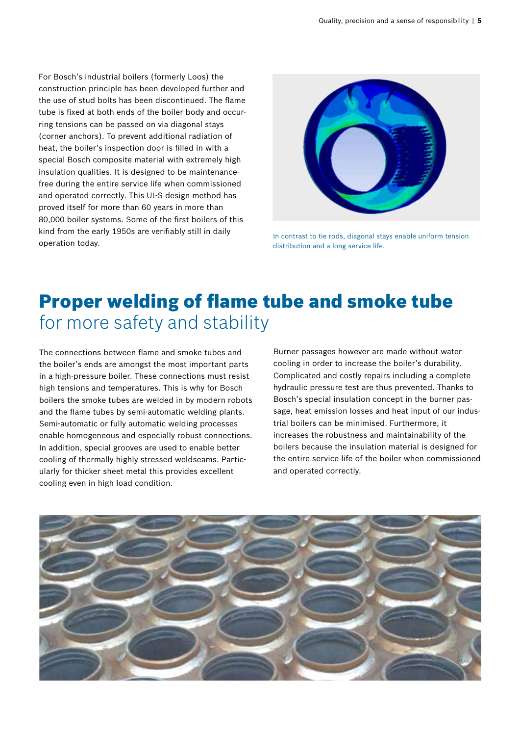For Bosch's industrial boilers (formerly Loos) the construction principle has been developed further and the use of stud bolts has been discontinued. The flame tube is fixed at both ends of the boiler body and occurring tensions can be passed on via diagonal stays (corner anchors). To prevent additional radiation of heat, the boiler's inspection door is filled in with a special Bosch composite material with extremely high insulation qualities. It is designed to be maintenance-free during the entire service life when commissioned and operated correctly. This UL-S design method has proved itself for more than 60 years in more than 80,000 boiler systems. Some of the first boilers of this kind from the early 1950s are verifiably still in daily operation today.

In contrast to tie rods, diagonal stays enable uniform tension distribution and a long service life.

# Proper welding of flame tube and smoke tube for more safety and stability

The connections between flame and smoke tubes and the boiler's ends are amongst the most important parts in a high-pressure boiler. These connections must resist high tensions and temperatures. This is why for Bosch boilers the smoke tubes are welded in by modern robots and the flame tubes by semi-automatic welding plants. Semi-automatic or fully automatic welding processes enable homogeneous and especially robust connections. In addition, special grooves are used to enable better cooling of thermally highly stressed weldseams. Particularly for thicker sheet metal this provides excellent cooling even in high load condition.

Burner passages however are made without water cooling in order to increase the boiler's durability. Complicated and costly repairs including a complete hydraulic pressure test are thus prevented. Thanks to Bosch's special insulation concept in the burner passage, heat emission losses and heat input of our industrial boilers can be minimised. Furthermore, it increases the robustness and maintainability of the boilers because the insulation material is designed for the entire service life of the boiler when commissioned and operated correctly.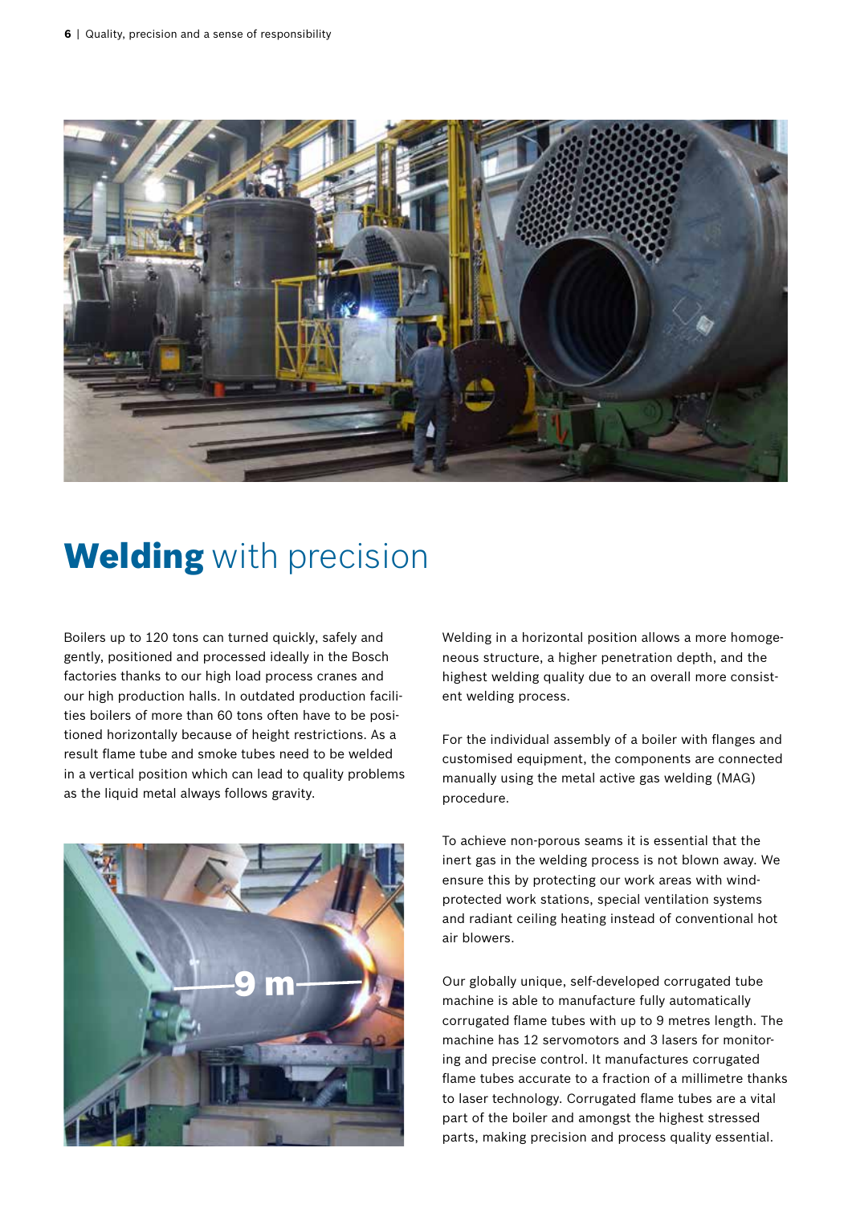# **Welding** with precision

Boilers up to 120 tons can turned quickly, safely and gently, positioned and processed ideally in the Bosch factories thanks to our high load process cranes and our high production halls. In outdated production facilities boilers of more than 60 tons often have to be positioned horizontally because of height restrictions. As a result flame tube and smoke tubes need to be welded in a vertical position which can lead to quality problems as the liquid metal always follows gravity.

Welding in a horizontal position allows a more homogeneous structure, a higher penetration depth, and the highest welding quality due to an overall more consistent welding process.

For the individual assembly of a boiler with flanges and customised equipment, the components are connected manually using the metal active gas welding (MAG) procedure.

To achieve non-porous seams it is essential that the inert gas in the welding process is not blown away. We ensure this by protecting our work areas with wind-protected work stations, special ventilation systems and radiant ceiling heating instead of conventional hot air blowers.

Our globally unique, self-developed corrugated tube machine is able to manufacture fully automatically corrugated flame tubes with up to 9 metres length. The machine has 12 servomotors and 3 lasers for monitoring and precise control. It manufactures corrugated flame tubes accurate to a fraction of a millimetre thanks to laser technology. Corrugated flame tubes are a vital part of the boiler and amongst the highest stressed parts, making precision and process quality essential.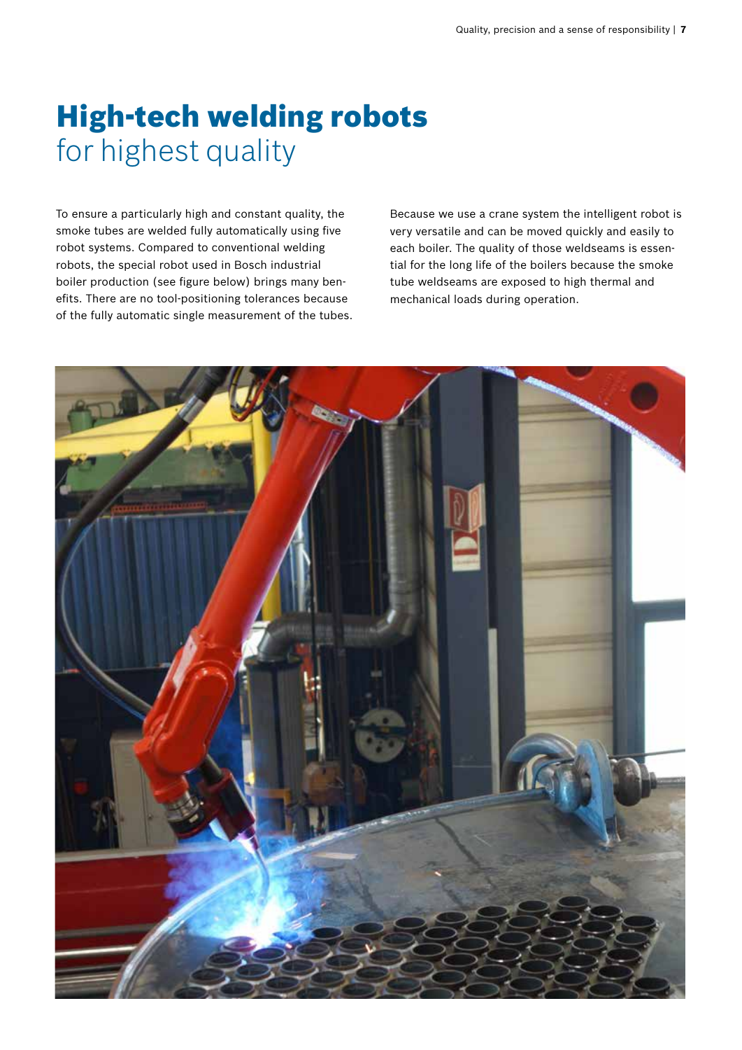# High-tech welding robots for highest quality

To ensure a particularly high and constant quality, the smoke tubes are welded fully automatically using five robot systems. Compared to conventional welding robots, the special robot used in Bosch industrial boiler production (see figure below) brings many benefits. There are no tool-positioning tolerances because of the fully automatic single measurement of the tubes.

Because we use a crane system the intelligent robot is very versatile and can be moved quickly and easily to each boiler. The quality of those weldseams is essential for the long life of the boilers because the smoke tube weldseams are exposed to high thermal and mechanical loads during operation.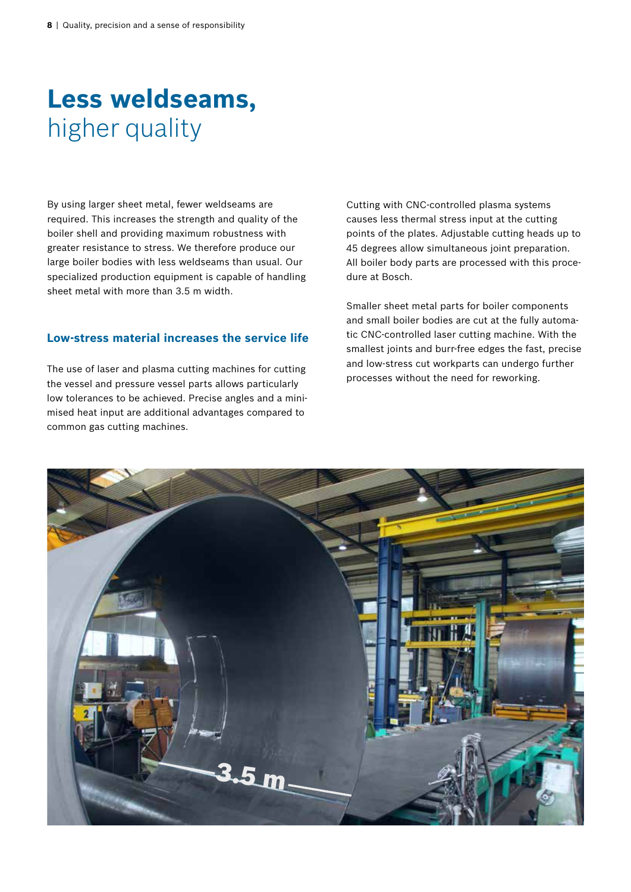# **Less weldseams,** higher quality

By using larger sheet metal, fewer weldseams are required. This increases the strength and quality of the boiler shell and providing maximum robustness with greater resistance to stress. We therefore produce our large boiler bodies with less weldseams than usual. Our specialized production equipment is capable of handling sheet metal with more than 3.5 m width.

## Low-stress material increases the service life

The use of laser and plasma cutting machines for cutting the vessel and pressure vessel parts allows particularly low tolerances to be achieved. Precise angles and a minimised heat input are additional advantages compared to common gas cutting machines.

Cutting with CNC-controlled plasma systems causes less thermal stress input at the cutting points of the plates. Adjustable cutting heads up to 45 degrees allow simultaneous joint preparation. All boiler body parts are processed with this procedure at Bosch.

Smaller sheet metal parts for boiler components and small boiler bodies are cut at the fully automatic CNC-controlled laser cutting machine. With the smallest joints and burr-free edges the fast, precise and low-stress cut workparts can undergo further processes without the need for reworking.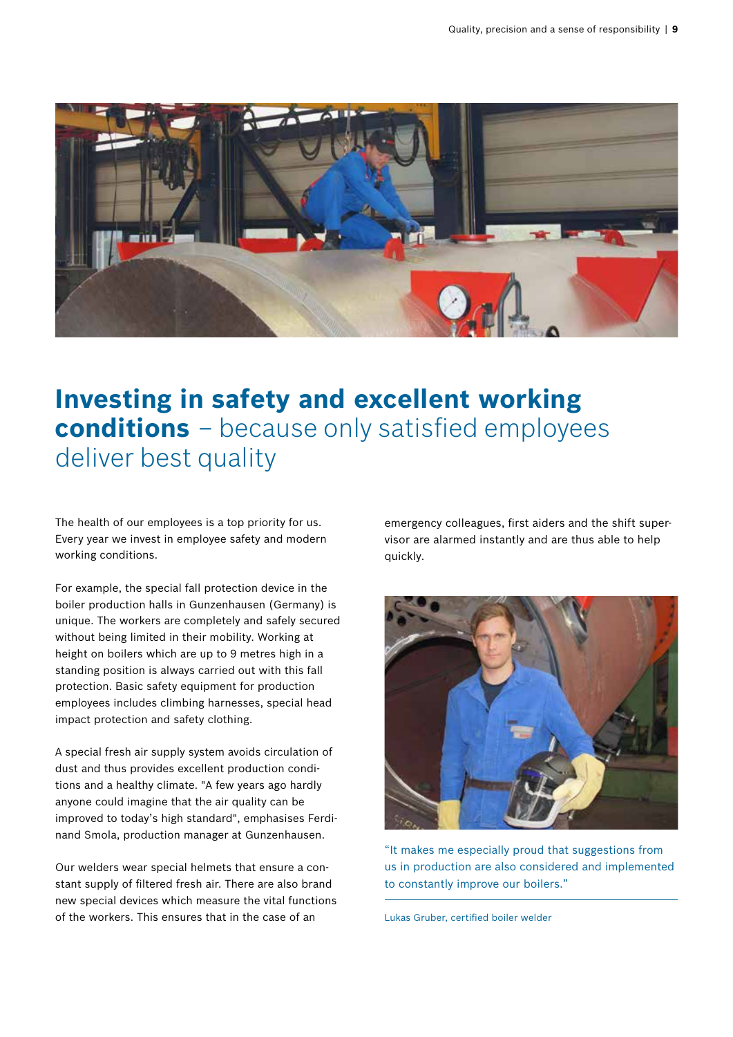# **Investing in safety and excellent working conditions** – because only satisfied employees deliver best quality

The health of our employees is a top priority for us. Every year we invest in employee safety and modern working conditions.

For example, the special fall protection device in the boiler production halls in Gunzenhausen (Germany) is unique. The workers are completely and safely secured without being limited in their mobility. Working at height on boilers which are up to 9 metres high in a standing position is always carried out with this fall protection. Basic safety equipment for production employees includes climbing harnesses, special head impact protection and safety clothing.

A special fresh air supply system avoids circulation of dust and thus provides excellent production conditions and a healthy climate. "A few years ago hardly anyone could imagine that the air quality can be improved to today's high standard", emphasises Ferdinand Smola, production manager at Gunzenhausen.

Our welders wear special helmets that ensure a constant supply of filtered fresh air. There are also brand new special devices which measure the vital functions of the workers. This ensures that in the case of an emergency colleagues, first aiders and the shift supervisor are alarmed instantly and are thus able to help quickly.

"It makes me especially proud that suggestions from us in production are also considered and implemented to constantly improve our boilers."

Lukas Gruber, certified boiler welder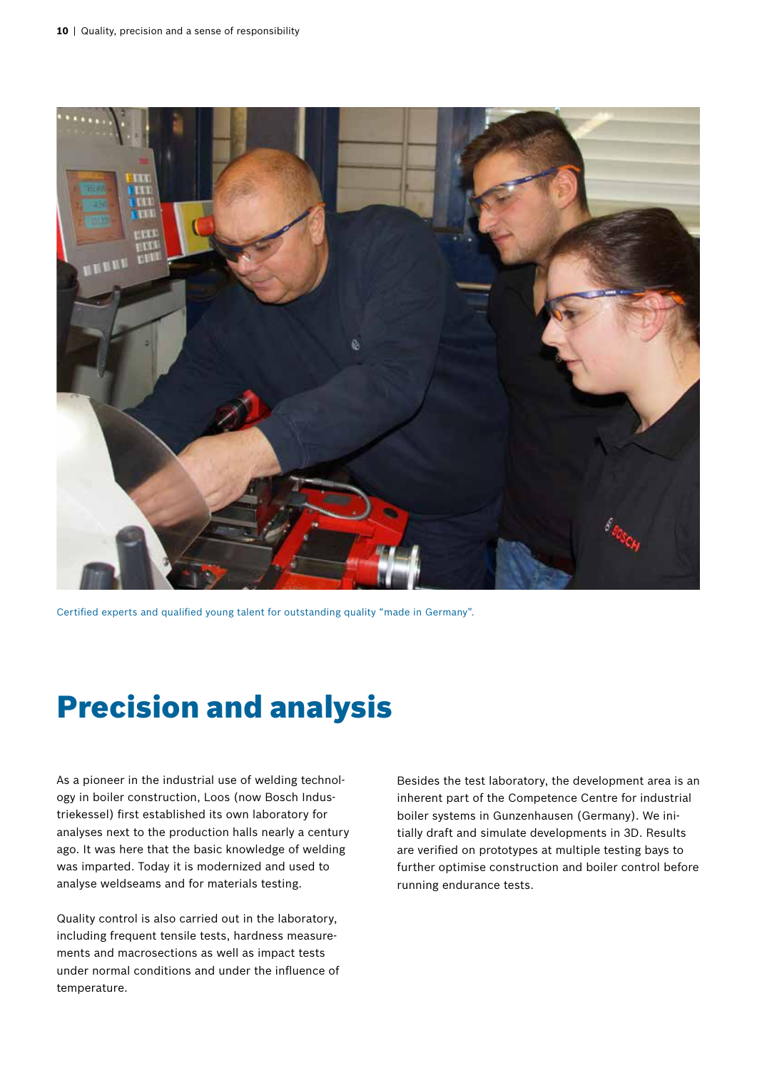Certified experts and qualified young talent for outstanding quality “made in Germany”.

# Precision and analysis

As a pioneer in the industrial use of welding technology in boiler construction, Loos (now Bosch Industriekessel) first established its own laboratory for analyses next to the production halls nearly a century ago. It was here that the basic knowledge of welding was imparted. Today it is modernized and used to analyse weldseams and for materials testing.

Quality control is also carried out in the laboratory, including frequent tensile tests, hardness measurements and macrosections as well as impact tests under normal conditions and under the influence of temperature.

Besides the test laboratory, the development area is an inherent part of the Competence Centre for industrial boiler systems in Gunzenhausen (Germany). We initially draft and simulate developments in 3D. Results are verified on prototypes at multiple testing bays to further optimise construction and boiler control before running endurance tests.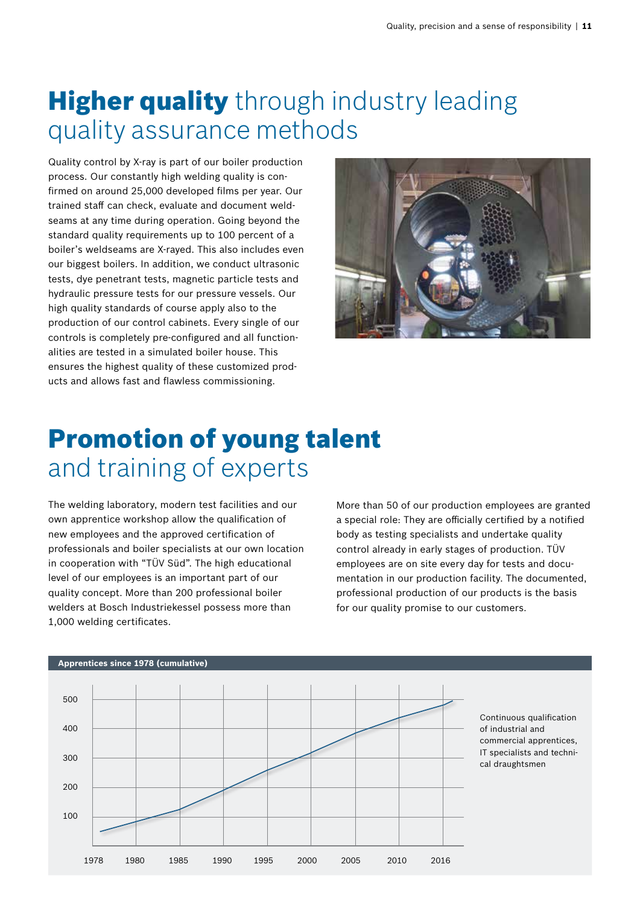# **Higher quality** through industry leading quality assurance methods

Quality control by X-ray is part of our boiler production process. Our constantly high welding quality is confirmed on around 25,000 developed films per year. Our trained staff can check, evaluate and document weldseams at any time during operation. Going beyond the standard quality requirements up to 100 percent of a boiler's weldseams are X-rayed. This also includes even our biggest boilers. In addition, we conduct ultrasonic tests, dye penetrant tests, magnetic particle tests and hydraulic pressure tests for our pressure vessels. Our high quality standards of course apply also to the production of our control cabinets. Every single of our controls is completely pre-configured and all functionalities are tested in a simulated boiler house. This ensures the highest quality of these customized products and allows fast and flawless commissioning.

# **Promotion of young talent** and training of experts

The welding laboratory, modern test facilities and our own apprentice workshop allow the qualification of new employees and the approved certification of professionals and boiler specialists at our own location in cooperation with "TÜV Süd". The high educational level of our employees is an important part of our quality concept. More than 200 professional boiler welders at Bosch Industriekessel possess more than 1,000 welding certificates.

More than 50 of our production employees are granted a special role: They are officially certified by a notified body as testing specialists and undertake quality control already in early stages of production. TÜV employees are on site every day for tests and documentation in our production facility. The documented, professional production of our products is the basis for our quality promise to our customers.

**Apprentices since 1978 (cumulative)**

Continuous qualification of industrial and commercial apprentices, IT specialists and technical draughtsmen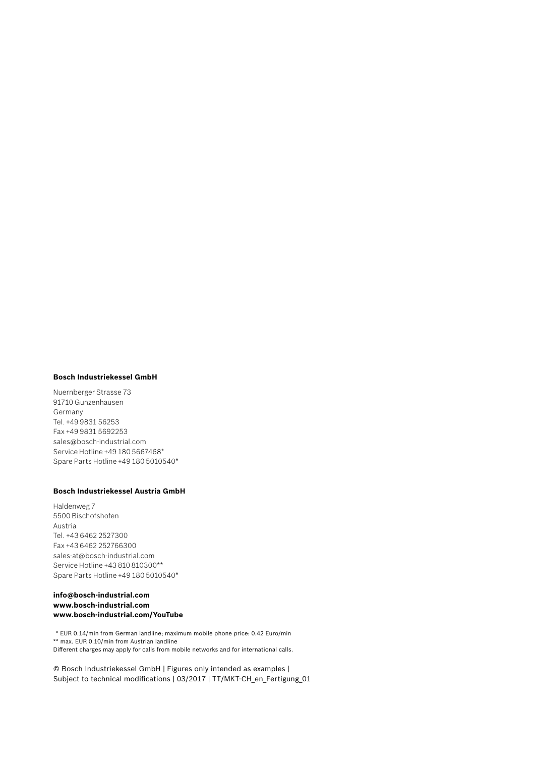**Bosch Industriekessel GmbH**

Nuernberger Strasse 73
91710 Gunzenhausen
Germany
Tel. +49 9831 56253
Fax +49 9831 5692253
sales@bosch-industrial.com
Service Hotline +49 180 5667468*
Spare Parts Hotline +49 180 5010540*

**Bosch Industriekessel Austria GmbH**

Haldenweg 7
5500 Bischofshofen
Austria
Tel. +43 6462 2527300
Fax +43 6462 252766300
sales-at@bosch-industrial.com
Service Hotline +43 810 810300**
Spare Parts Hotline +49 180 5010540*

**info@bosch-industrial.com**
**www.bosch-industrial.com**
**www.bosch-industrial.com/YouTube**

\* EUR 0.14/min from German landline; maximum mobile phone price: 0.42 Euro/min
\*\* max. EUR 0.10/min from Austrian landline
Different charges may apply for calls from mobile networks and for international calls.

© Bosch Industriekessel GmbH | Figures only intended as examples |
Subject to technical modifications | 03/2017 | TT/MKT-CH_en_Fertigung_01